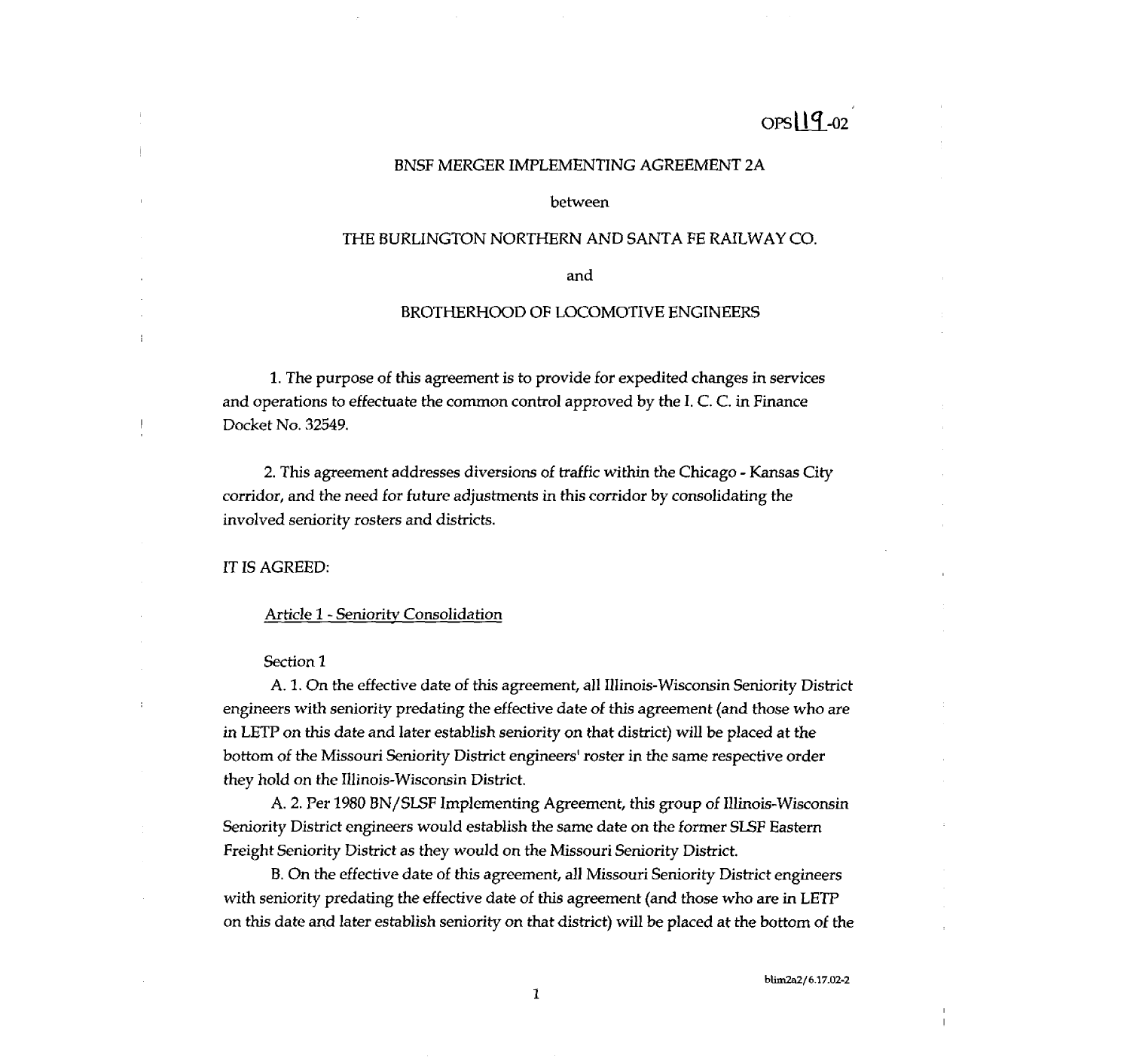OPS 119-02

# BNSF MERGER IMPLEMENTING AGREEMENT 2A

between

THE BURLINGTON NORTHERN AND SANTA FE RAILWAY CO.

and

BROTHERHOOD OF LOCOMOTIVE ENGINEERS

1. The purpose of this agreement is to provide for expedited changes in services and operations to effectuate the common control approved by the I. C. C. in Finance Docket No. 32549.

2. This agreement addresses diversions of traffic within the Chicago - Kansas City corridor, and the need for future adjustments in this corridor by consolidating the involved seniority rosters and districts.

IT IS AGREED:

## Article 1 - Seniority Consolidation

### Section 1

A. 1. On the effective date of this agreement, all Illinois-Wisconsin Seniority District engineers with seniority predating the effective date of this agreement (and those who are in LETP on this date and later establish seniority on that district) will be placed at the bottom of the Missouri Seniority District engineers' roster in the same respective order they hold on the Illinois-Wisconsin District.

A. 2. Per 1980 BN/SLSF Implementing Agreement, this group of Illinois-Wisconsin Seniority District engineers would establish the same date on the former SLSF Eastern Freight Seniority District as they would on the Missouri Seniority District.

B. On the effective date of this agreement, all Missouri Seniority District engineers with seniority predating the effective date of this agreement (and those who are in LETP on this date and later establish seniority on that district) will be placed at the bottom of the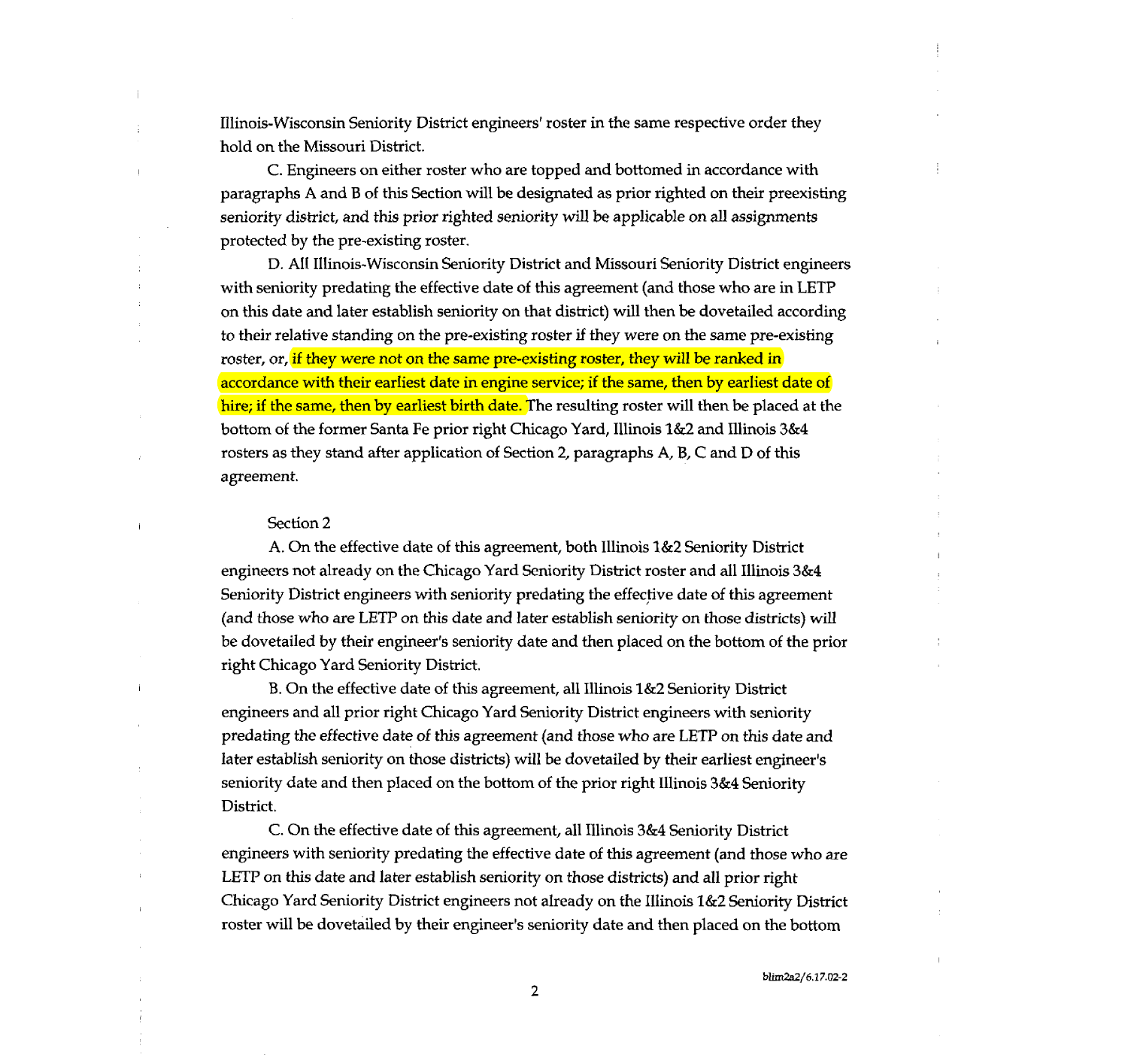Illinois-Wisconsin Seniority District engineers' roster in the same respective order they hold on the Missouri District.

C. Engineers on either roster who are topped and bottomed in accordance with paragraphs A and B of this Section will be designated as prior righted on their preexisting seniority district, and this prior righted seniority will be applicable on all assignments protected by the pre-existing roster.

D. All Illinois-Wisconsin Seniority District and Missouri Seniority District engineers with seniority predating the effective date of this agreement (and those who are in LETP on this date and later establish seniority on that district) will then be dovetailed according to their relative standing on the pre-existing roster if they were on the same pre-existing roster, or, if they were not on the same pre-existing roster, they will be ranked in accordance with their earliest date in engine service; if the same, then by earliest date of hire; if the same, then by earliest birth date. The resulting roster will then be placed at the bottom of the former Santa Fe prior right Chicago Yard, Illinois 1&2 and Illinois 3&4 rosters as they stand after application of Section 2, paragraphs A, B, C and D of this agreement.

Section 2

A. On the effective date of this agreement, both Illinois 1&2 Seniority District engineers not already on the Chicago Yard Seniority District roster and all Illinois 3&4 Seniority District engineers with seniority predating the effective date of this agreement (and those who are LETP on this date and later establish seniority on those districts) will be dovetailed by their engineer's seniority date and then placed on the bottom of the prior right Chicago Yard Seniority District.

B. On the effective date of this agreement, all Illinois 1&2 Seniority District engineers and all prior right Chicago Yard Seniority District engineers with seniority predating the effective date of this agreement (and those who are LETP on this date and later establish seniority on those districts) will be dovetailed by their earliest engineer's seniority date and then placed on the bottom of the prior right Illinois 3&4 Seniority District.

C. On the effective date of this agreement, all Illinois 3&4 Seniority District engineers with seniority predating the effective date of this agreement (and those who are LETP on this date and later establish seniority on those districts) and all prior right Chicago Yard Seniority District engineers not already on the Illinois 1&2 Seniority District roster will be dovetailed by their engineer's seniority date and then placed on the bottom

blim2a2/6.17.02-2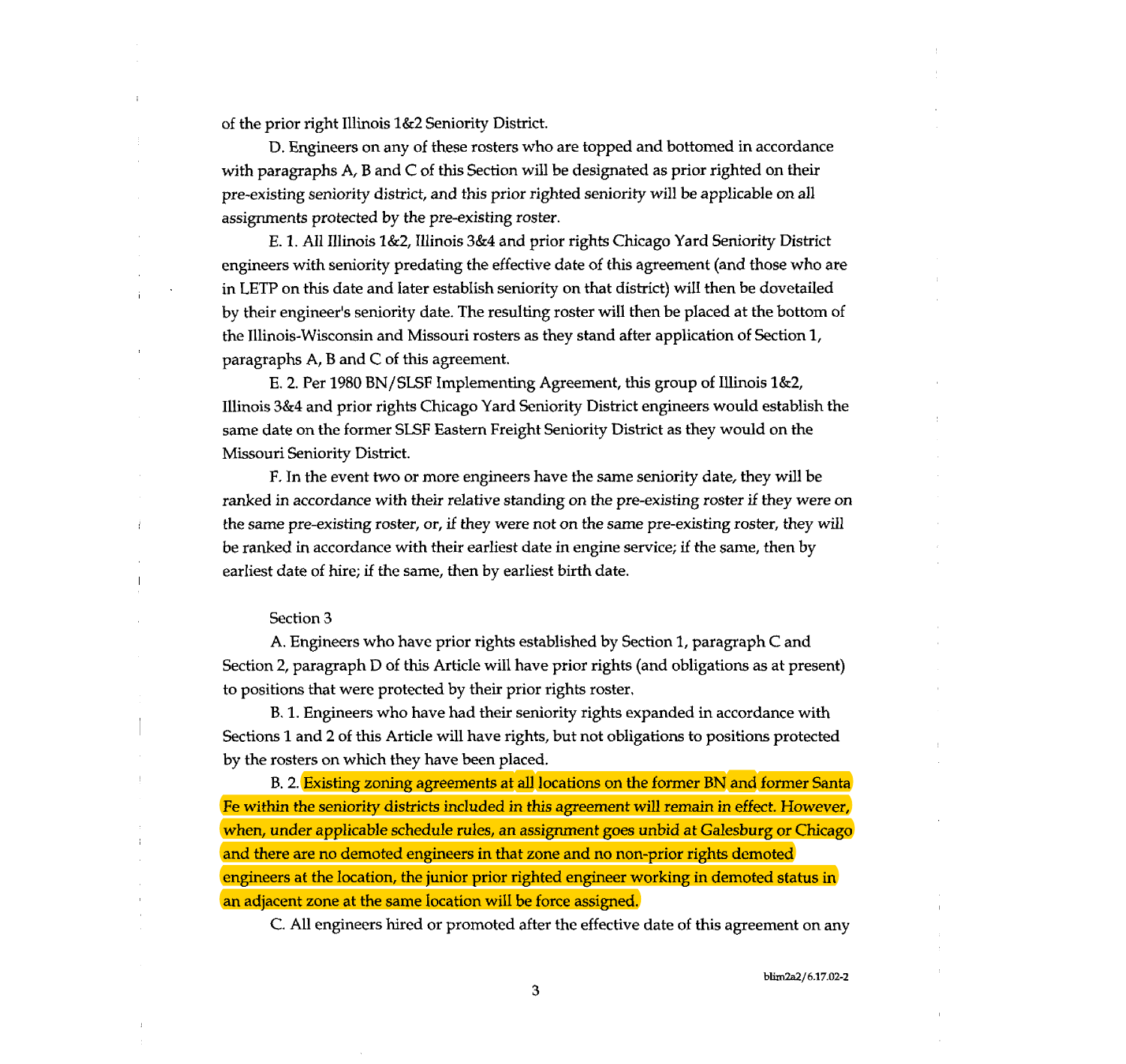of the prior right Illinois 1&2 Seniority District.

D. Engineers on any of these rosters who are topped and bottomed in accordance with paragraphs A, B and C of this Section will be designated as prior righted on their pre-existing seniority district, and this prior righted seniority will be applicable on all assignments protected by the pre-existing roster.

E. 1. All Illinois 1&2, Illinois 3&4 and prior rights Chicago Yard Seniority District engineers with seniority predating the effective date of this agreement (and those who are in LETP on this date and later establish seniority on that district) will then be dovetailed by their engineer's seniority date. The resulting roster will then be placed at the bottom of the Illinois-Wisconsin and Missouri rosters as they stand after application of Section 1, paragraphs A, B and C of this agreement.

E. 2. Per 1980 BN/SLSF Implementing Agreement, this group of Illinois 1&2, Illinois 3&4 and prior rights Chicago Yard Seniority District engineers would establish the same date on the former SLSF Eastern Freight Seniority District as they would on the Missouri Seniority District.

F. In the event two or more engineers have the same seniority date, they will be ranked in accordance with their relative standing on the pre-existing roster if they were on the same pre-existing roster, or, if they were not on the same pre-existing roster, they will be ranked in accordance with their earliest date in engine service; if the same, then by earliest date of hire; if the same, then by earliest birth date.

Section 3

A. Engineers who have prior rights established by Section 1, paragraph C and Section 2, paragraph D of this Article will have prior rights (and obligations as at present) to positions that were protected by their prior rights roster.

B. 1. Engineers who have had their seniority rights expanded in accordance with Sections 1 and 2 of this Article will have rights, but not obligations to positions protected by the rosters on which they have been placed.

B. 2. Existing zoning agreements at all locations on the former BN and former Santa Fe within the seniority districts included in this agreement will remain in effect. However, when, under applicable schedule rules, an assignment goes unbid at Galesburg or Chicago and there are no demoted engineers in that zone and no non-prior rights demoted engineers at the location, the junior prior righted engineer working in demoted status in an adjacent zone at the same location will be force assigned.

C. All engineers hired or promoted after the effective date of this agreement on any

blim2a2/6.17.02-2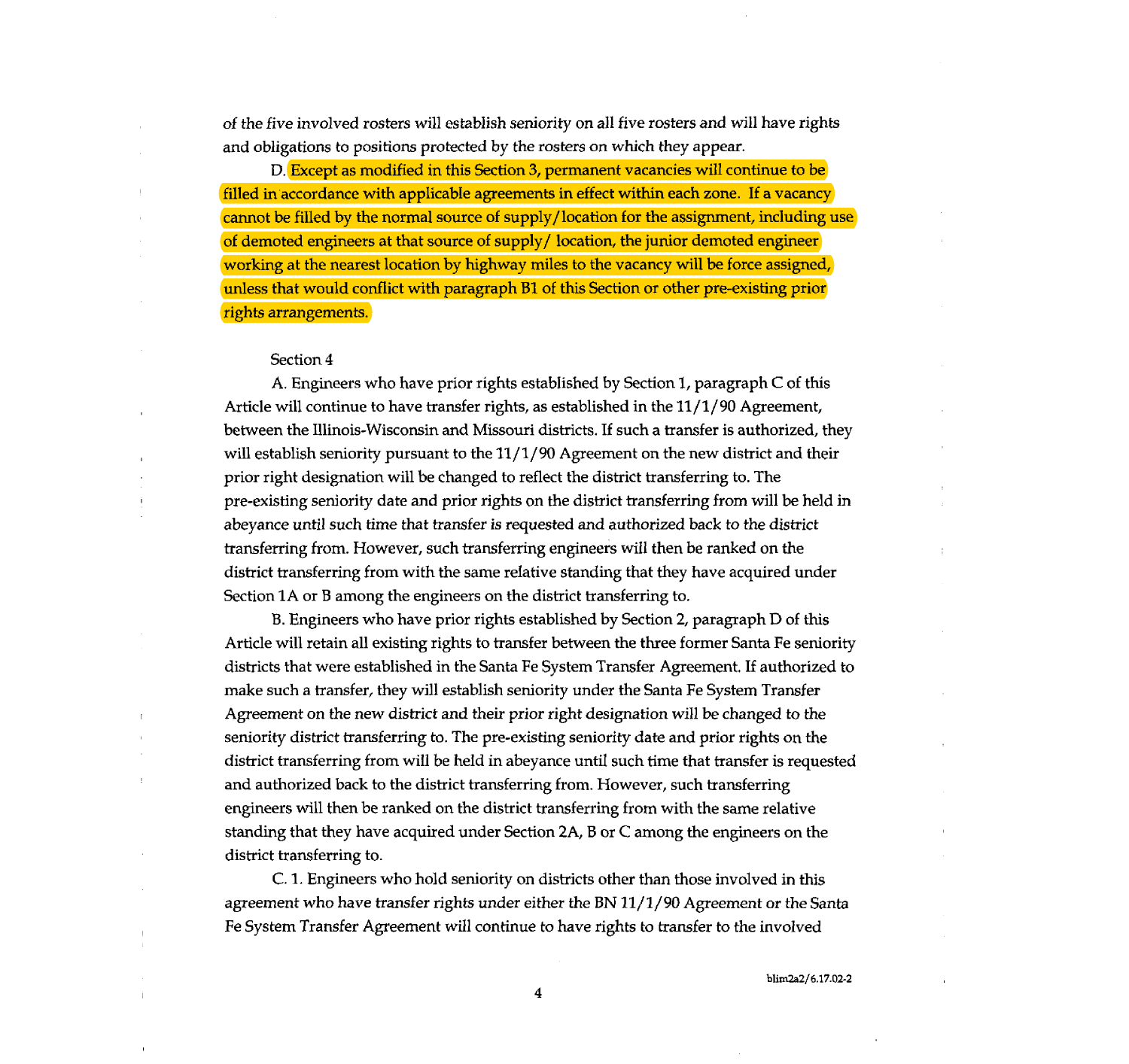of the five involved rosters will establish seniority on all five rosters and will have rights and obligations to positions protected by the rosters on which they appear.

D. Except as modified in this Section 3, permanent vacancies will continue to be filled in accordance with applicable agreements in effect within each zone. If a vacancy cannot be filled by the normal source of supply/location for the assignment, including use of demoted engineers at that source of supply/ location, the junior demoted engineer working at the nearest location by highway miles to the vacancy will be force assigned, unless that would conflict with paragraph B1 of this Section or other pre-existing prior rights arrangements.

Section 4

A. Engineers who have prior rights established by Section 1, paragraph C of this Article will continue to have transfer rights, as established in the 11/1/90 Agreement, between the Illinois-Wisconsin and Missouri districts. If such a transfer is authorized, they will establish seniority pursuant to the 11/1/90 Agreement on the new district and their prior right designation will be changed to reflect the district transferring to. The pre-existing seniority date and prior rights on the district transferring from will be held in abeyance until such time that transfer is requested and authorized back to the district transferring from. However, such transferring engineers will then be ranked on the district transferring from with the same relative standing that they have acquired under Section 1A or B among the engineers on the district transferring to.

B. Engineers who have prior rights established by Section 2, paragraph D of this Article will retain all existing rights to transfer between the three former Santa Fe seniority districts that were established in the Santa Fe System Transfer Agreement. If authorized to make such a transfer, they will establish seniority under the Santa Fe System Transfer Agreement on the new district and their prior right designation will be changed to the seniority district transferring to. The pre-existing seniority date and prior rights on the district transferring from will be held in abeyance until such time that transfer is requested and authorized back to the district transferring from. However, such transferring engineers will then be ranked on the district transferring from with the same relative standing that they have acquired under Section 2A, B or C among the engineers on the district transferring to.

C. 1. Engineers who hold seniority on districts other than those involved in this agreement who have transfer rights under either the BN 11/1/90 Agreement or the Santa Fe System Transfer Agreement will continue to have rights to transfer to the involved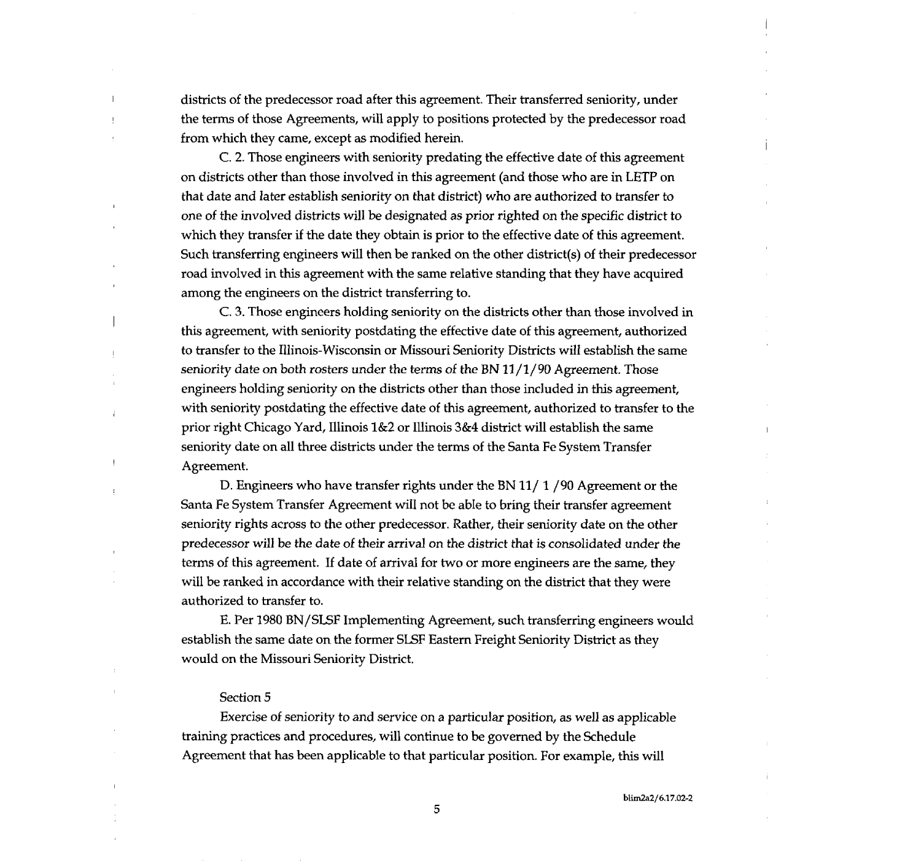districts of the predecessor road after this agreement. Their transferred seniority, under the terms of those Agreements, will apply to positions protected by the predecessor road from which they came, except as modified herein.

C. 2. Those engineers with seniority predating the effective date of this agreement on districts other than those involved in this agreement (and those who are in LETP on that date and later establish seniority on that district) who are authorized to transfer to one of the involved districts will be designated as prior righted on the specific district to which they transfer if the date they obtain is prior to the effective date of this agreement. Such transferring engineers will then be ranked on the other district(s) of their predecessor road involved in this agreement with the same relative standing that they have acquired among the engineers on the district transferring to.

C. 3. Those engineers holding seniority on the districts other than those involved in this agreement, with seniority postdating the effective date of this agreement, authorized to transfer to the Illinois-Wisconsin or Missouri Seniority Districts will establish the same seniority date on both rosters under the terms of the BN 11/1/90 Agreement. Those engineers holding seniority on the districts other than those included in this agreement, with seniority postdating the effective date of this agreement, authorized to transfer to the prior right Chicago Yard, Illinois 1&2 or Illinois 3&4 district will establish the same seniority date on all three districts under the terms of the Santa Fe System Transfer Agreement.

D. Engineers who have transfer rights under the BN 11/ 1 /90 Agreement or the Santa Fe System Transfer Agreement will not be able to bring their transfer agreement seniority rights across to the other predecessor. Rather, their seniority date on the other predecessor will be the date of their arrival on the district that is consolidated under the terms of this agreement. If date of arrival for two or more engineers are the same, they will be ranked in accordance with their relative standing on the district that they were authorized to transfer to.

E. Per 1980 BN/SLSF Implementing Agreement, such transferring engineers would establish the same date on the former SLSF Eastern Freight Seniority District as they would on the Missouri Seniority District.

Section 5

Exercise of seniority to and service on a particular position, as well as applicable training practices and procedures, will continue to be governed by the Schedule Agreement that has been applicable to that particular position. For example, this will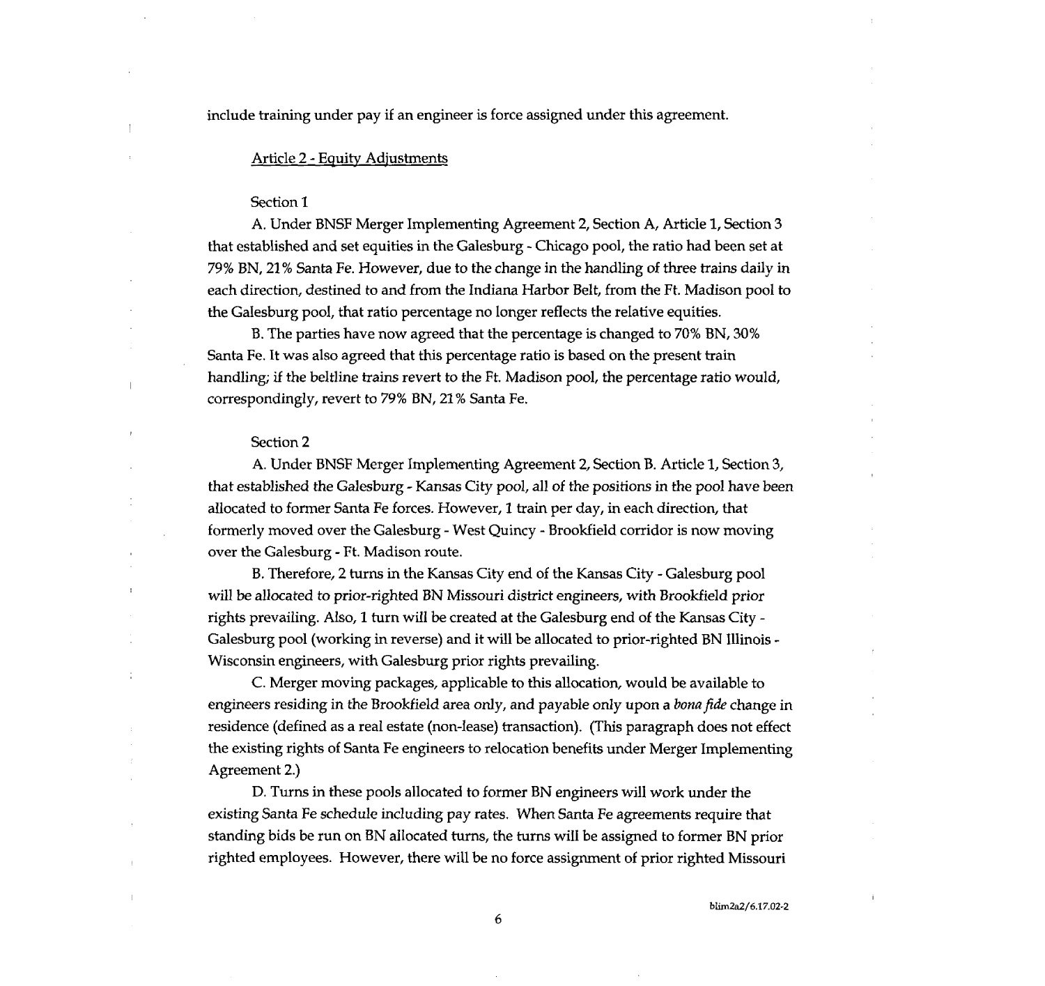include training under pay if an engineer is force assigned under this agreement.

Article 2 - Equity Adjustments

Section 1

A. Under BNSF Merger Implementing Agreement 2, Section A, Article 1, Section 3 that established and set equities in the Galesburg - Chicago pool, the ratio had been set at 79% BN, 21% Santa Fe. However, due to the change in the handling of three trains daily in each direction, destined to and from the Indiana Harbor Belt, from the Ft. Madison pool to the Galesburg pool, that ratio percentage no longer reflects the relative equities.

B. The parties have now agreed that the percentage is changed to 70% BN, 30% Santa Fe. It was also agreed that this percentage ratio is based on the present train handling; if the beltline trains revert to the Ft. Madison pool, the percentage ratio would, correspondingly, revert to 79% BN, 21% Santa Fe.

Section 2

A. Under BNSF Merger Implementing Agreement 2, Section B. Article 1, Section 3, that established the Galesburg - Kansas City pool, all of the positions in the pool have been allocated to former Santa Fe forces. However, 1 train per day, in each direction, that formerly moved over the Galesburg - West Quincy - Brookfield corridor is now moving over the Galesburg - Ft. Madison route.

B. Therefore, 2 turns in the Kansas City end of the Kansas City - Galesburg pool will be allocated to prior-righted BN Missouri district engineers, with Brookfield prior rights prevailing. Also, 1 turn will be created at the Galesburg end of the Kansas City - Galesburg pool (working in reverse) and it will be allocated to prior-righted BN Illinois - Wisconsin engineers, with Galesburg prior rights prevailing.

C. Merger moving packages, applicable to this allocation, would be available to engineers residing in the Brookfield area only, and payable only upon a *bona fide* change in residence (defined as a real estate (non-lease) transaction). (This paragraph does not effect the existing rights of Santa Fe engineers to relocation benefits under Merger Implementing Agreement 2.)

D. Turns in these pools allocated to former BN engineers will work under the existing Santa Fe schedule including pay rates. When Santa Fe agreements require that standing bids be run on BN allocated turns, the turns will be assigned to former BN prior righted employees. However, there will be no force assignment of prior righted Missouri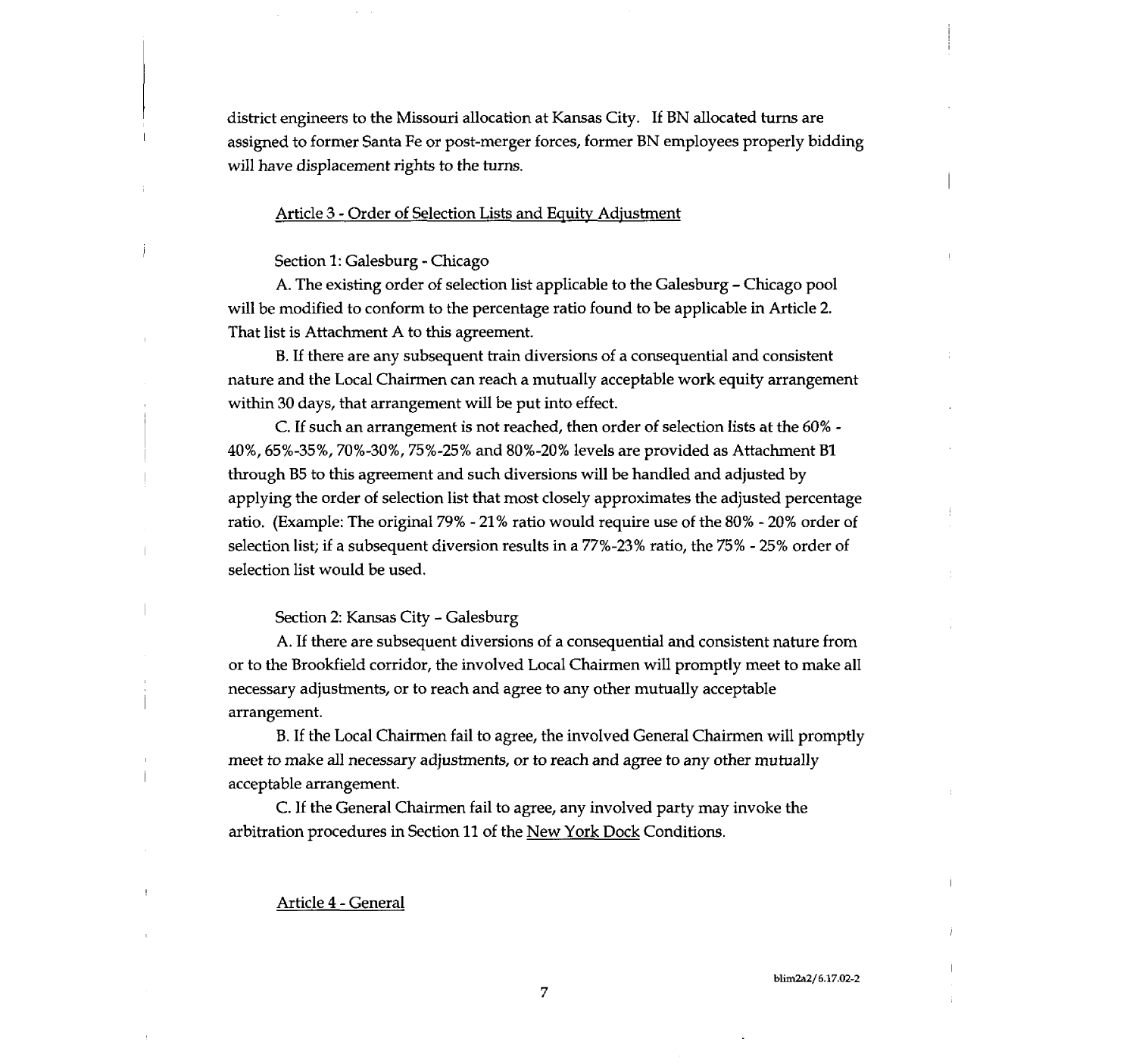district engineers to the Missouri allocation at Kansas City. If BN allocated turns are assigned to former Santa Fe or post-merger forces, former BN employees properly bidding will have displacement rights to the turns.

<u>Article 3 - Order of Selection Lists and Equity Adjustment</u>

Section 1: Galesburg - Chicago

A. The existing order of selection list applicable to the Galesburg – Chicago pool will be modified to conform to the percentage ratio found to be applicable in Article 2. That list is Attachment A to this agreement.

B. If there are any subsequent train diversions of a consequential and consistent nature and the Local Chairmen can reach a mutually acceptable work equity arrangement within 30 days, that arrangement will be put into effect.

C. If such an arrangement is not reached, then order of selection lists at the 60% - 40%, 65%-35%, 70%-30%, 75%-25% and 80%-20% levels are provided as Attachment B1 through B5 to this agreement and such diversions will be handled and adjusted by applying the order of selection list that most closely approximates the adjusted percentage ratio. (Example: The original 79% - 21% ratio would require use of the 80% - 20% order of selection list; if a subsequent diversion results in a 77%-23% ratio, the 75% - 25% order of selection list would be used.

Section 2: Kansas City – Galesburg

A. If there are subsequent diversions of a consequential and consistent nature from or to the Brookfield corridor, the involved Local Chairmen will promptly meet to make all necessary adjustments, or to reach and agree to any other mutually acceptable arrangement.

B. If the Local Chairmen fail to agree, the involved General Chairmen will promptly meet to make all necessary adjustments, or to reach and agree to any other mutually acceptable arrangement.

C. If the General Chairmen fail to agree, any involved party may invoke the arbitration procedures in Section 11 of the <u>New York Dock</u> Conditions.

<u>Article 4 - General</u>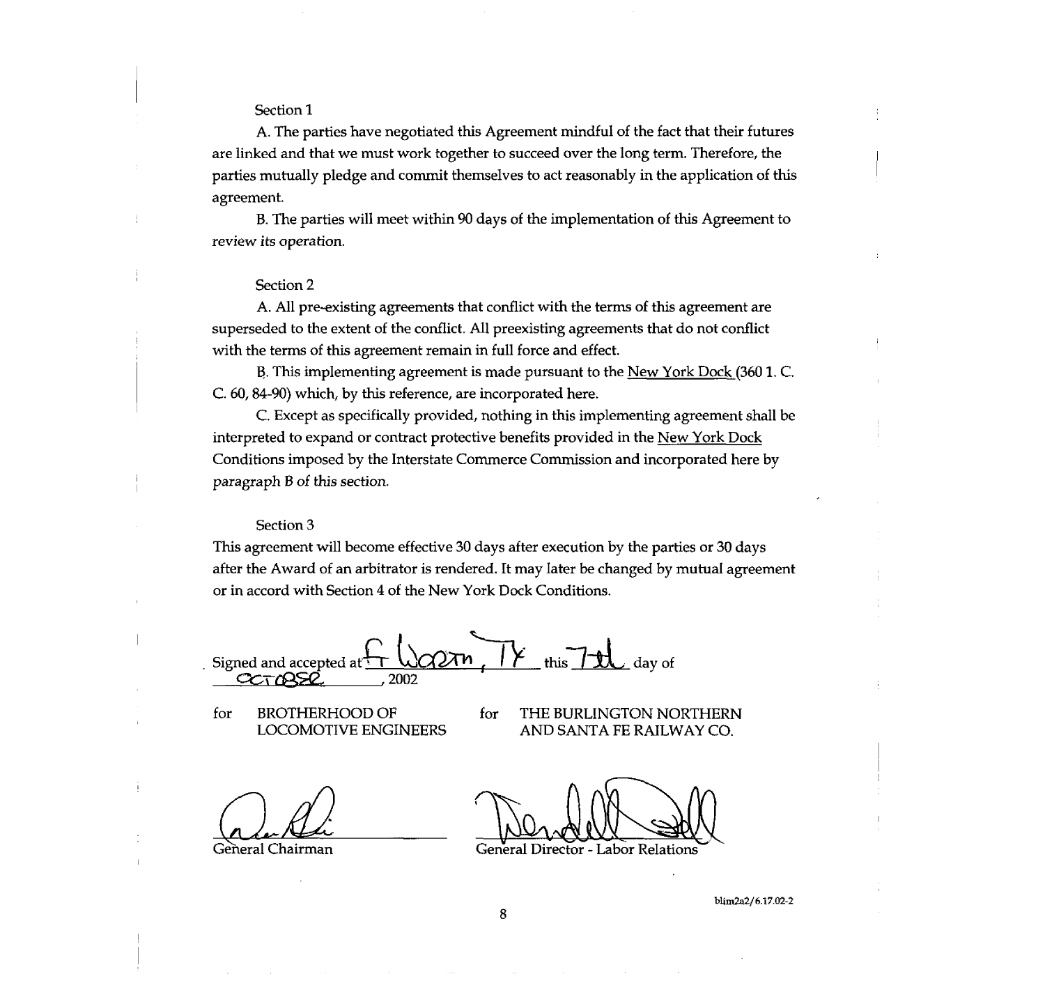Section 1

A. The parties have negotiated this Agreement mindful of the fact that their futures are linked and that we must work together to succeed over the long term. Therefore, the parties mutually pledge and commit themselves to act reasonably in the application of this agreement.

B. The parties will meet within 90 days of the implementation of this Agreement to review its operation.

Section 2

A. All pre-existing agreements that conflict with the terms of this agreement are superseded to the extent of the conflict. All preexisting agreements that do not conflict with the terms of this agreement remain in full force and effect.

B. This implementing agreement is made pursuant to the New York Dock (360 1. C. C. 60, 84-90) which, by this reference, are incorporated here.

C. Except as specifically provided, nothing in this implementing agreement shall be interpreted to expand or contract protective benefits provided in the New York Dock Conditions imposed by the Interstate Commerce Commission and incorporated here by paragraph B of this section.

Section 3

This agreement will become effective 30 days after execution by the parties or 30 days after the Award of an arbitrator is rendered. It may later be changed by mutual agreement or in accord with Section 4 of the New York Dock Conditions.

Signed and accepted at Ft Worth, TX this 7th day of October, 2002

| for BROTHERHOOD OF LOCOMOTIVE ENGINEERS | for THE BURLINGTON NORTHERN AND SANTA FE RAILWAY CO. |
|---|---|
| General Chairman | General Director - Labor Relations |

blim2a2/6.17.02-2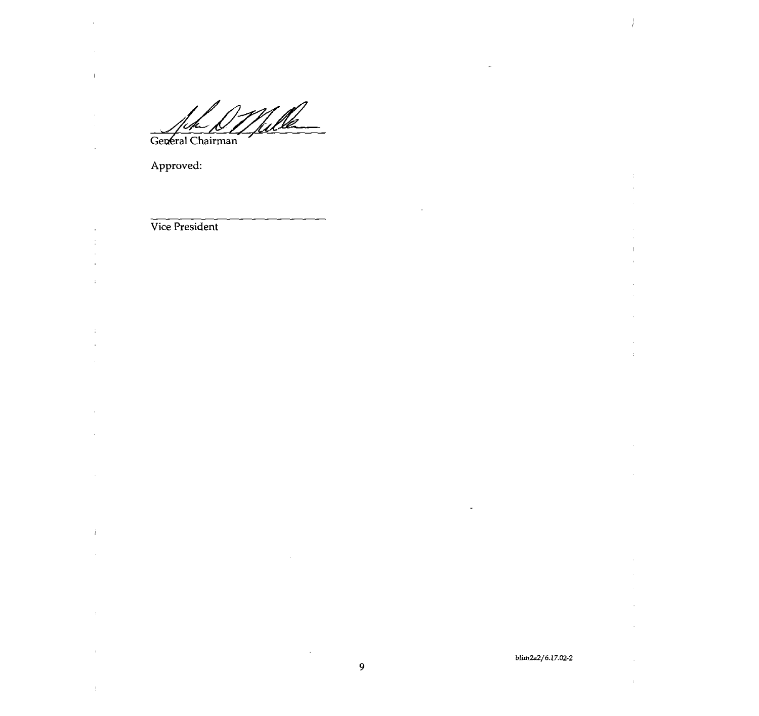General Chairman

Approved:

Vice President

blim2a2/6.17.02-2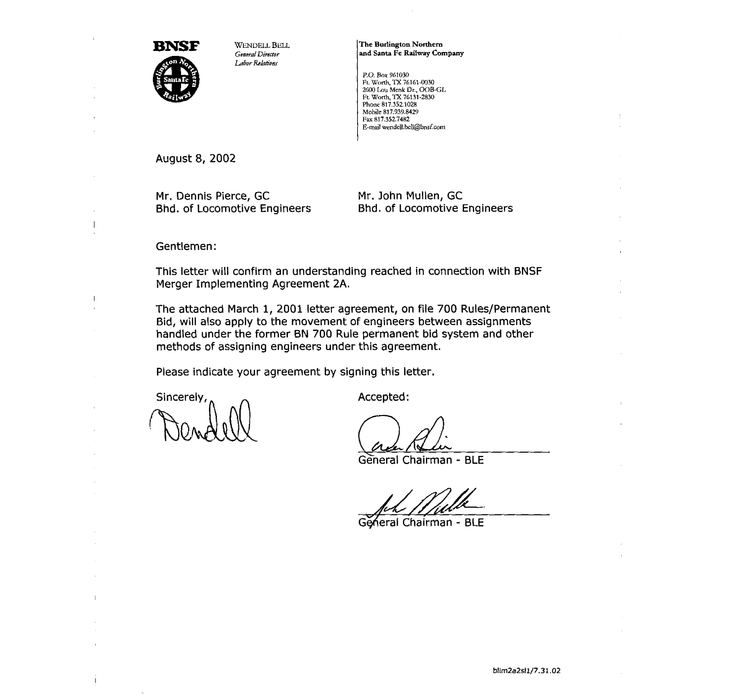**BNSF**

WENDELL BELL
*General Director*
*Labor Relations*

**The Burlington Northern and Santa Fe Railway Company**

P.O. Box 961030
Ft. Worth, TX 76161-0030
2600 Lou Menk Dr., OOB-GL
Ft. Worth, TX 76131-2830
Phone 817.352.1028
Mobile 817.939.8429
Fax 817.352.7482
E-mail wendell.bell@bnsf.com

August 8, 2002

Mr. Dennis Pierce, GC
Bhd. of Locomotive Engineers

Mr. John Mullen, GC
Bhd. of Locomotive Engineers

Gentlemen:

This letter will confirm an understanding reached in connection with BNSF Merger Implementing Agreement 2A.

The attached March 1, 2001 letter agreement, on file 700 Rules/Permanent Bid, will also apply to the movement of engineers between assignments handled under the former BN 700 Rule permanent bid system and other methods of assigning engineers under this agreement.

Please indicate your agreement by signing this letter.

Sincerely,

Accepted:

General Chairman - BLE

General Chairman - BLE

blim2a2sl1/7.31.02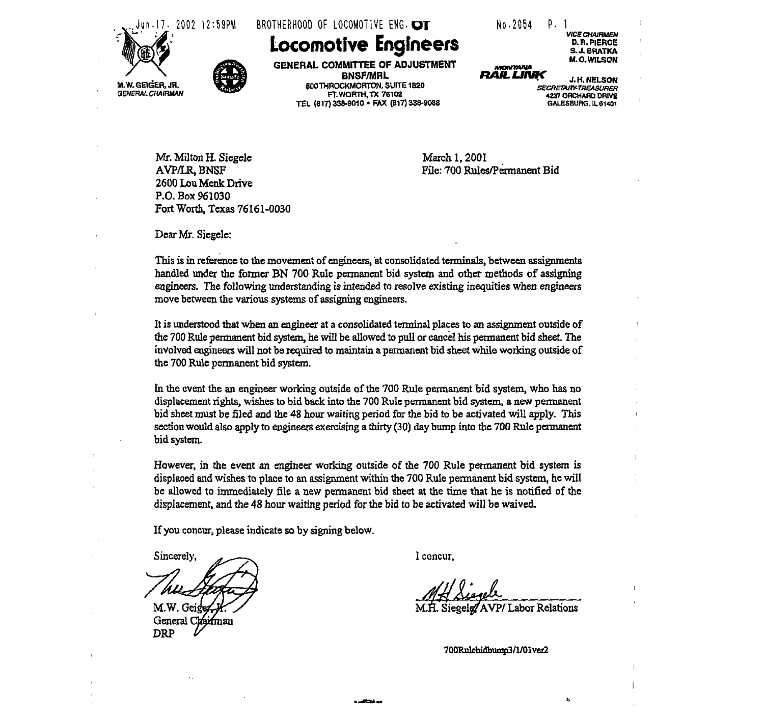**Locomotive Engineers**

**GENERAL COMMITTEE OF ADJUSTMENT**
**BNSF/MRL**
500 THROCKMORTON, SUITE 1820
FT. WORTH, TX 76102
TEL (817) 338-9010 • FAX (817) 338-9088

M.W. GEIGER, JR.
*GENERAL CHAIRMAN*

*VICE CHAIRMEN*
D. R. PIERCE
S. J. BRATKA
M. O. WILSON

J. H. NELSON
*SECRETARY-TREASURER*
4237 ORCHARD DRIVE
GALESBURG, IL 61401

Mr. Milton H. Siegele
AVP/LR, BNSF
2600 Lou Menk Drive
P.O. Box 961030
Fort Worth, Texas 76161-0030

March 1, 2001
File: 700 Rules/Permanent Bid

Dear Mr. Siegele:

This is in reference to the movement of engineers, at consolidated terminals, between assignments handled under the former BN 700 Rule permanent bid system and other methods of assigning engineers. The following understanding is intended to resolve existing inequities when engineers move between the various systems of assigning engineers.

It is understood that when an engineer at a consolidated terminal places to an assignment outside of the 700 Rule permanent bid system, he will be allowed to pull or cancel his permanent bid sheet. The involved engineers will not be required to maintain a permanent bid sheet while working outside of the 700 Rule permanent bid system.

In the event the an engineer working outside of the 700 Rule permanent bid system, who has no displacement rights, wishes to bid back into the 700 Rule permanent bid system, a new permanent bid sheet must be filed and the 48 hour waiting period for the bid to be activated will apply. This section would also apply to engineers exercising a thirty (30) day bump into the 700 Rule permanent bid system.

However, in the event an engineer working outside of the 700 Rule permanent bid system is displaced and wishes to place to an assignment within the 700 Rule permanent bid system, he will be allowed to immediately file a new permanent bid sheet at the time that he is notified of the displacement, and the 48 hour waiting period for the bid to be activated will be waived.

If you concur, please indicate so by signing below.

Sincerely,

M.W. Geiger, Jr.
General Chairman
DRP

I concur,

M.H. Siegele/AVP/ Labor Relations

700Rulebidbump3/1/01ver2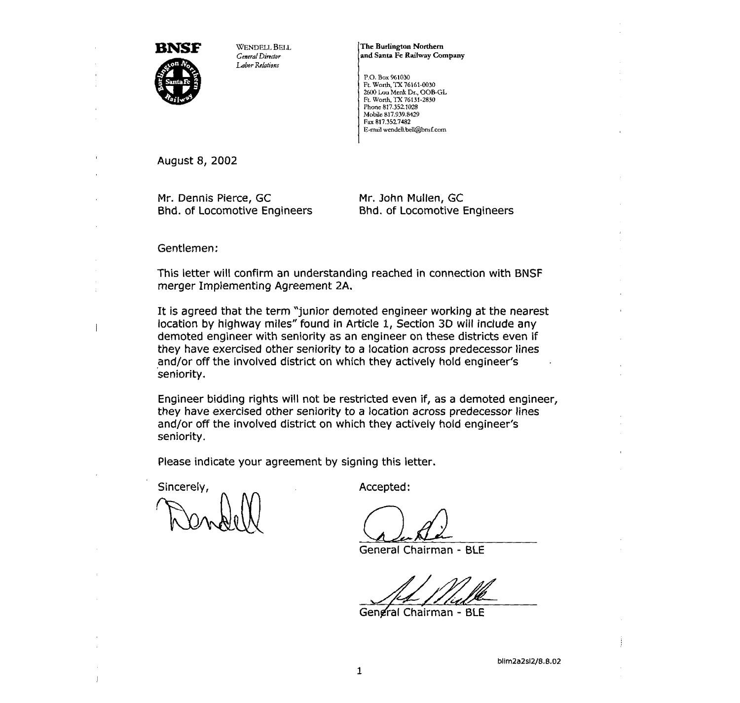**BNSF**

WENDELL BELL
*General Director*
*Labor Relations*

**The Burlington Northern and Santa Fe Railway Company**

P.O. Box 961030
Ft. Worth, TX 76161-0030
2600 Lou Menk Dr., OOB-GL
Ft. Worth, TX 76131-2830
Phone 817.352.1028
Mobile 817.939.8429
Fax 817.352.7482
E-mail wendell.bell@bnsf.com

August 8, 2002

Mr. Dennis Pierce, GC
Bhd. of Locomotive Engineers

Mr. John Mullen, GC
Bhd. of Locomotive Engineers

Gentlemen:

This letter will confirm an understanding reached in connection with BNSF merger Implementing Agreement 2A.

It is agreed that the term "junior demoted engineer working at the nearest location by highway miles" found in Article 1, Section 3D will include any demoted engineer with seniority as an engineer on these districts even if they have exercised other seniority to a location across predecessor lines and/or off the involved district on which they actively hold engineer's seniority.

Engineer bidding rights will not be restricted even if, as a demoted engineer, they have exercised other seniority to a location across predecessor lines and/or off the involved district on which they actively hold engineer's seniority.

Please indicate your agreement by signing this letter.

Sincerely,

Accepted:

General Chairman - BLE

General Chairman - BLE

blm2a2sl2/8.8.02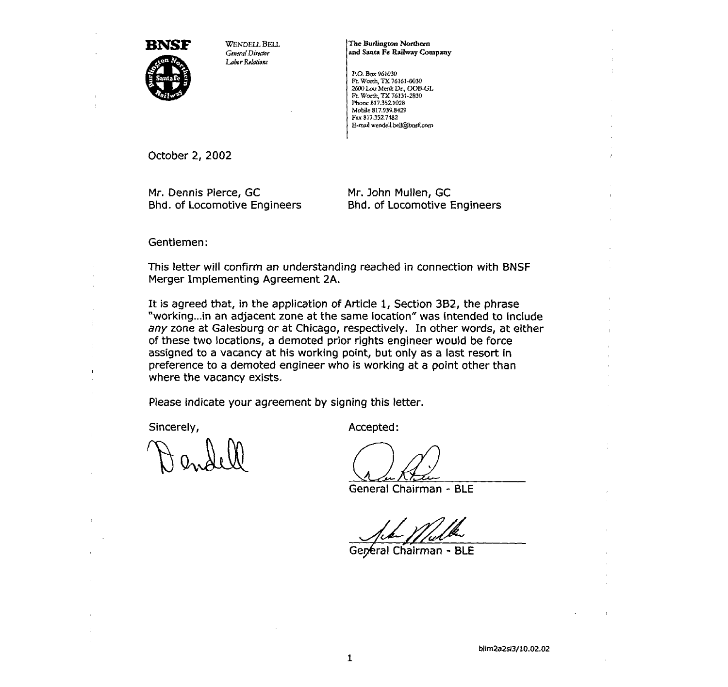**BNSF**

WENDELL BELL
*General Director*
*Labor Relations*

**The Burlington Northern and Santa Fe Railway Company**

P.O. Box 961030
Ft. Worth, TX 76161-0030
2600 Lou Menk Dr., OOB-GL
Ft. Worth, TX 76131-2830
Phone 817.352.1028
Mobile 817.939.8429
Fax 817.352.7482
E-mail wendell.bell@bnsf.com

October 2, 2002

Mr. Dennis Pierce, GC
Bhd. of Locomotive Engineers

Mr. John Mullen, GC
Bhd. of Locomotive Engineers

Gentlemen:

This letter will confirm an understanding reached in connection with BNSF Merger Implementing Agreement 2A.

It is agreed that, in the application of Article 1, Section 3B2, the phrase "working...in an adjacent zone at the same location" was intended to include *any* zone at Galesburg or at Chicago, respectively. In other words, at either of these two locations, a demoted prior rights engineer would be force assigned to a vacancy at his working point, but only as a last resort in preference to a demoted engineer who is working at a point other than where the vacancy exists.

Please indicate your agreement by signing this letter.

Sincerely,

Accepted:

General Chairman - BLE

General Chairman - BLE

blim2a2sl3/10.02.02